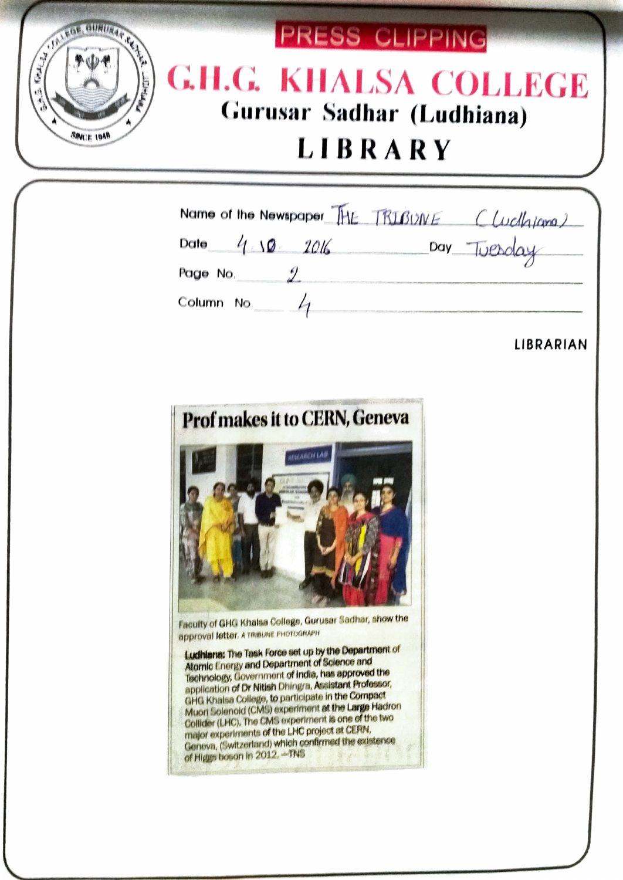# PRESS CLIPPING

# G.H.G. KHALSA COLLEGE

## Gurusar Sadhar (Ludhiana)

## LIBRARY

Name of the Newspaper: THE TRIBUNE (Ludhiana)

Date: 4.10. 2016 Day: Tuesday

Page No. 2

Column No. 4

LIBRARIAN

## Prof makes it to CERN, Geneva

Faculty of GHG Khalsa College, Gurusar Sadhar, show the approval letter. A TRIBUNE PHOTOGRAPH

**Ludhiana:** The Task Force set up by the Department of Atomic Energy and Department of Science and Technology, Government of India, has approved the application of Dr Nitish Dhingra, Assistant Professor, GHG Khalsa College, to participate in the Compact Muon Solenoid (CMS) experiment at the Large Hadron Collider (LHC). The CMS experiment is one of the two major experiments of the LHC project at CERN, Geneva, (Switzerland) which confirmed the existence of Higgs boson in 2012. —TNS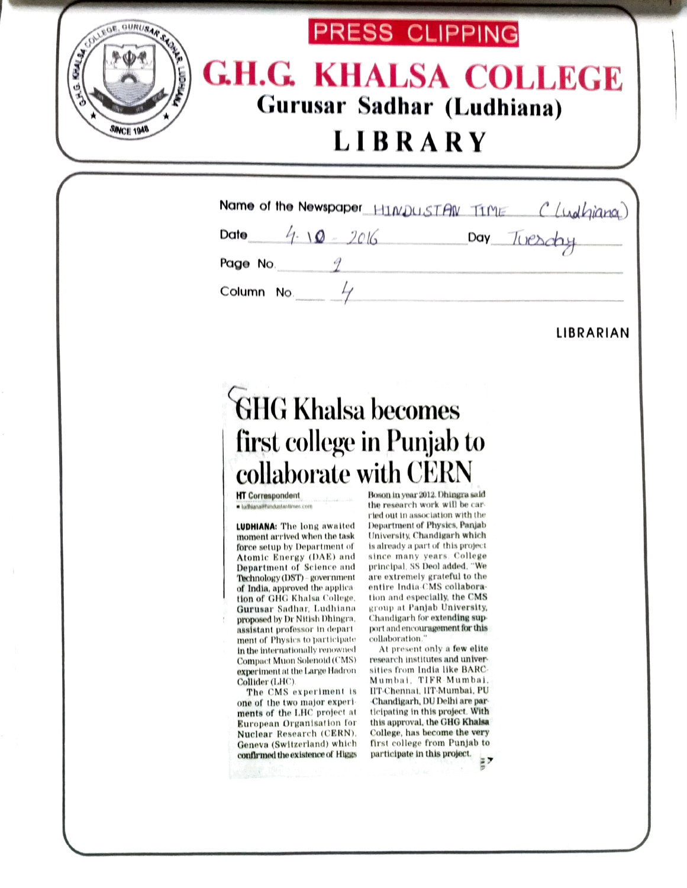PRESS CLIPPING

# G.H.G. KHALSA COLLEGE

## Gurusar Sadhar (Ludhiana)

## LIBRARY

Name of the Newspaper HINDUSTAN TIME (Ludhiana)

Date 4.10.2016 Day Tuesday

Page No. 2

Column No. 4

LIBRARIAN

# GHG Khalsa becomes first college in Punjab to collaborate with CERN

**HT Correspondent**
ludhiana@hindustantimes.com

**LUDHIANA:** The long awaited moment arrived when the task force setup by Department of Atomic Energy (DAE) and Department of Science and Technology (DST) - government of India, approved the application of GHG Khalsa College, Gurusar Sadhar, Ludhiana proposed by Dr Nitish Dhingra, assistant professor in department of Physics to participate in the internationally renowned Compact Muon Solenoid (CMS) experiment at the Large Hadron Collider (LHC).

The CMS experiment is one of the two major experiments of the LHC project at European Organisation for Nuclear Research (CERN), Geneva (Switzerland) which confirmed the existence of Higgs Boson in year 2012. Dhingra said the research work will be carried out in association with the Department of Physics, Panjab University, Chandigarh which is already a part of this project since many years. College principal, SS Deol added, "We are extremely grateful to the entire India-CMS collaboration and especially, the CMS group at Panjab University, Chandigarh for extending support and encouragement for this collaboration."

At present only a few elite research institutes and universities from India like BARC Mumbai, TIFR Mumbai, IIT-Chennai, IIT-Mumbai, PU Chandigarh, DU Delhi are participating in this project. With this approval, the GHG Khalsa College, has become the very first college from Punjab to participate in this project.